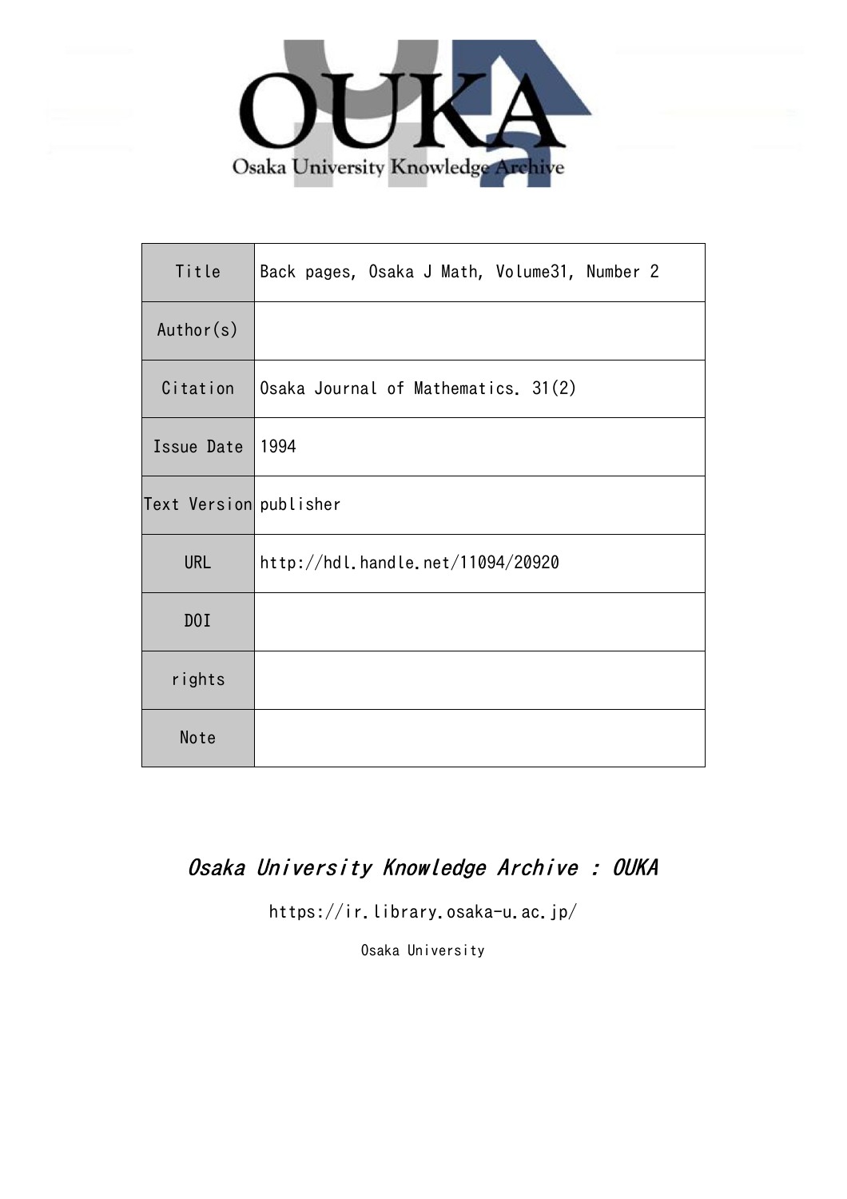Osaka University Knowledge Archive

| Title | Back pages, Osaka J Math, Volume31, Number 2 |
| --- | --- |
| Author(s) | |
| Citation | Osaka Journal of Mathematics. 31(2) |
| Issue Date | 1994 |
| Text Version | publisher |
| URL | http://hdl.handle.net/11094/20920 |
| DOI | |
| rights | |
| Note | |

*Osaka University Knowledge Archive : OUKA*

https://ir.library.osaka-u.ac.jp/

Osaka University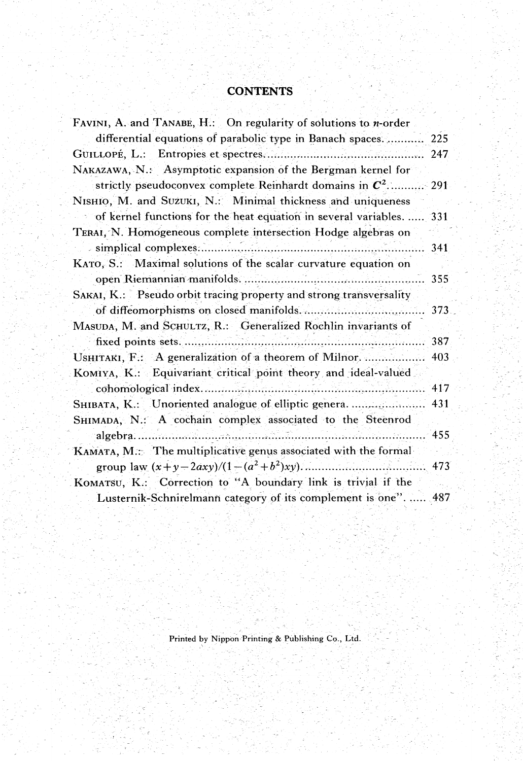## CONTENTS

FAVINI, A. and TANABE, H.: On regularity of solutions to $n$-order differential equations of parabolic type in Banach spaces. .......... 225

GUILLOPÉ, L.: Entropies et spectres. .......... 247

NAKAZAWA, N.: Asymptotic expansion of the Bergman kernel for strictly pseudoconvex complete Reinhardt domains in $\boldsymbol{C}^2$. .......... 291

NISHIO, M. and SUZUKI, N.: Minimal thickness and uniqueness of kernel functions for the heat equation in several variables. ..... 331

TERAI, N. Homogeneous complete intersection Hodge algebras on simplical complexes. .......... 341

KATO, S.: Maximal solutions of the scalar curvature equation on open Riemannian manifolds. .......... 355

SAKAI, K.: Pseudo orbit tracing property and strong transversality of diffeomorphisms on closed manifolds. .......... 373

MASUDA, M. and SCHULTZ, R.: Generalized Rochlin invariants of fixed points sets. .......... 387

USHITAKI, F.: A generalization of a theorem of Milnor. .......... 403

KOMIYA, K.: Equivariant critical point theory and ideal-valued cohomological index. .......... 417

SHIBATA, K.: Unoriented analogue of elliptic genera. .......... 431

SHIMADA, N.: A cochain complex associated to the Steenrod algebra. .......... 455

KAMATA, M.: The multiplicative genus associated with the formal group law $(x+y-2axy)/(1-(a^2+b^2)xy)$. .......... 473

KOMATSU, K.: Correction to "A boundary link is trivial if the Lusternik-Schnirelmann category of its complement is one". ..... 487

Printed by Nippon Printing & Publishing Co., Ltd.